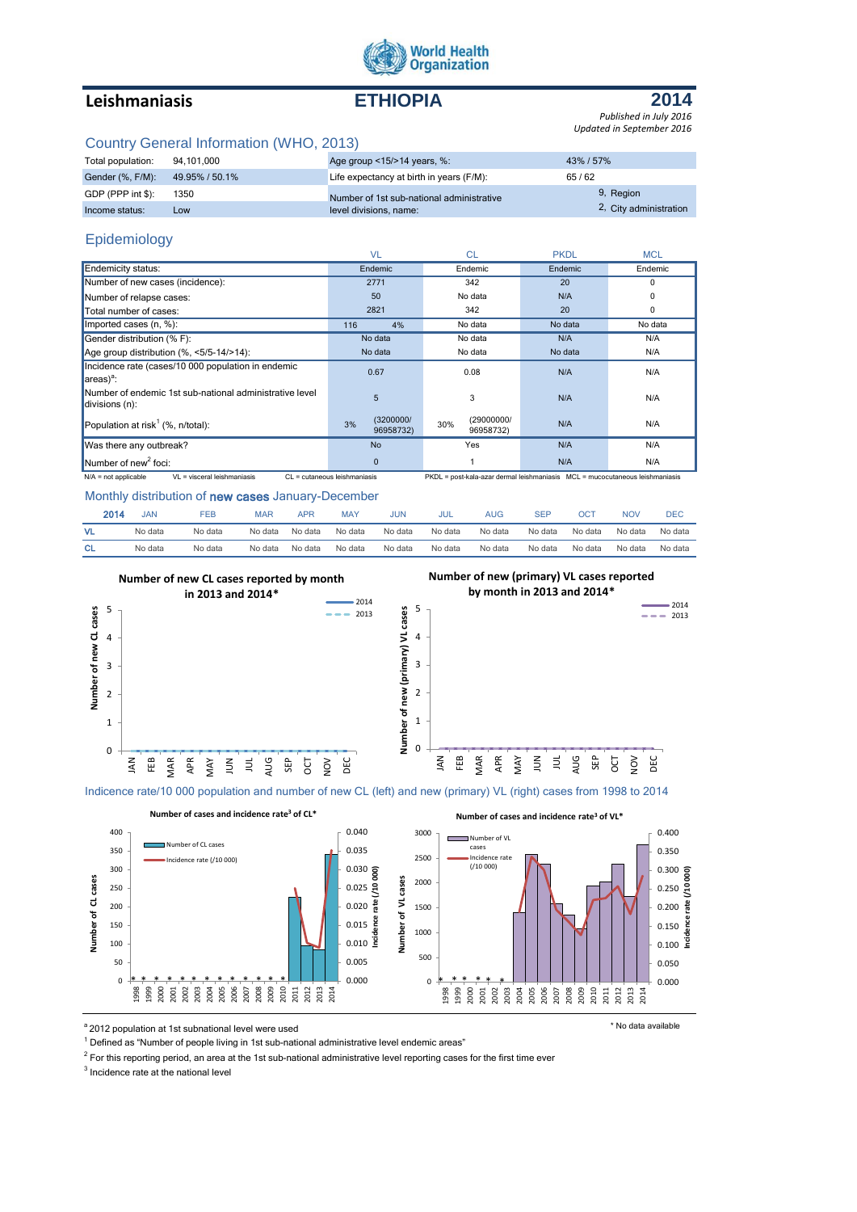World Health Organization

# Leishmaniasis — ETHIOPIA — 2014

*Published in July 2016*
*Updated in September 2016*

## Country General Information (WHO, 2013)

| | | | |
|---|---|---|---|
| Total population: | 94,101,000 | Age group <15/>14 years, %: | 43% / 57% |
| Gender (%, F/M): | 49.95% / 50.1% | Life expectancy at birth in years (F/M): | 65 / 62 |
| GDP (PPP int $): | 1350 | Number of 1st sub-national administrative level divisions, name: | 9, Region; 2, City administration |
| Income status: | Low | | |

## Epidemiology

| | VL | CL | PKDL | MCL |
|---|---|---|---|---|
| Endemicity status: | Endemic | Endemic | Endemic | Endemic |
| Number of new cases (incidence): | 2771 | 342 | 20 | 0 |
| Number of relapse cases: | 50 | No data | N/A | 0 |
| Total number of cases: | 2821 | 342 | 20 | 0 |
| Imported cases (n, %): | 116 4% | No data | No data | No data |
| Gender distribution (% F): | No data | No data | N/A | N/A |
| Age group distribution (%, <5/5-14/>14): | No data | No data | No data | N/A |
| Incidence rate (cases/10 000 population in endemic areas)[a]: | 0.67 | 0.08 | N/A | N/A |
| Number of endemic 1st sub-national administrative level divisions (n): | 5 | 3 | N/A | N/A |
| Population at risk[1] (%, n/total): | 3% (3200000/ 96958732) | 30% (29000000/ 96958732) | N/A | N/A |
| Was there any outbreak? | No | Yes | N/A | N/A |
| Number of new[2] foci: | 0 | 1 | N/A | N/A |

N/A = not applicable VL = visceral leishmaniasis CL = cutaneous leishmaniasis PKDL = post-kala-azar dermal leishmaniasis MCL = mucocutaneous leishmaniasis

## Monthly distribution of new cases January-December

| 2014 | JAN | FEB | MAR | APR | MAY | JUN | JUL | AUG | SEP | OCT | NOV | DEC |
|---|---|---|---|---|---|---|---|---|---|---|---|---|
| VL | No data | No data | No data | No data | No data | No data | No data | No data | No data | No data | No data | No data |
| CL | No data | No data | No data | No data | No data | No data | No data | No data | No data | No data | No data | No data |

**Number of new CL cases reported by month in 2013 and 2014***

**Number of new (primary) VL cases reported by month in 2013 and 2014***

## Indicence rate/10 000 population and number of new CL (left) and new (primary) VL (right) cases from 1998 to 2014

**Number of cases and incidence rate[3] of CL***

**Number of cases and incidence rate[3] of VL***

\* No data available

[a] 2012 population at 1st subnational level were used

[1] Defined as "Number of people living in 1st sub-national administrative level endemic areas"

[2] For this reporting period, an area at the 1st sub-national administrative level reporting cases for the first time ever

[3] Incidence rate at the national level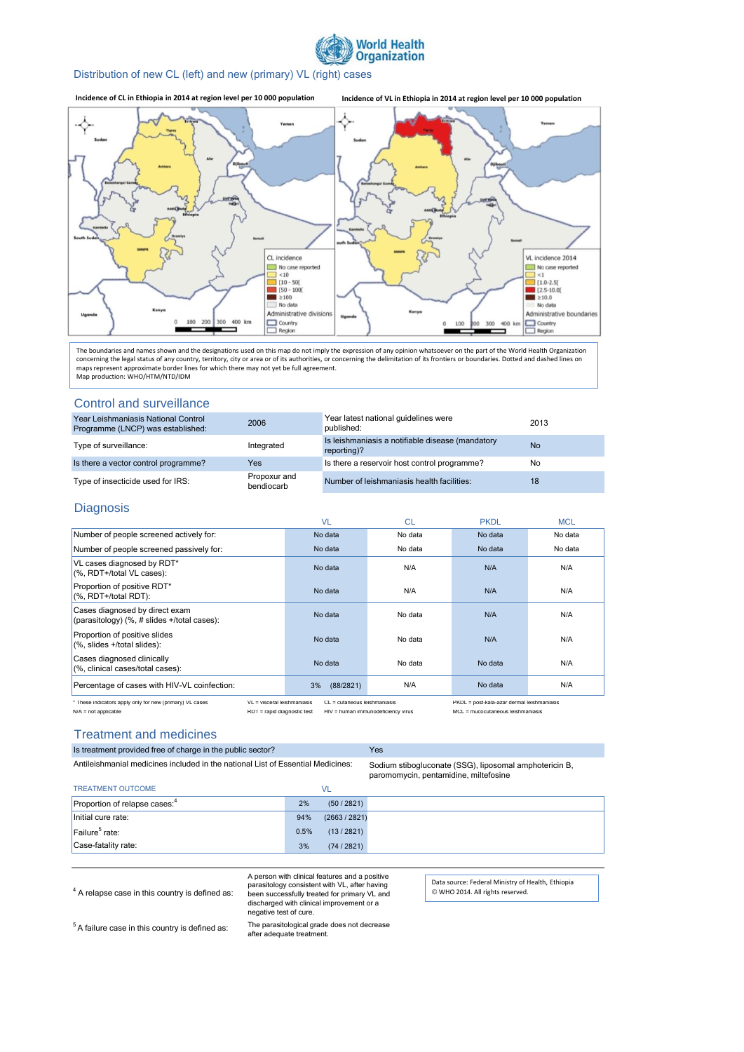Distribution of new CL (left) and new (primary) VL (right) cases

Incidence of CL in Ethiopia in 2014 at region level per 10 000 population

Incidence of VL in Ethiopia in 2014 at region level per 10 000 population

CL incidence
No case reported
<10
[10 - 50[
[50 - 100[
≥100
No data
Administrative divisions
Country
Region

VL incidence 2014
No case reported
<1
[1.0-2.5[
[2.5-10.0[
≥10.0
No data
Administrative boundaries
Country
Region

0 100 200 300 400 km

The boundaries and names shown and the designations used on this map do not imply the expression of any opinion whatsoever on the part of the World Health Organization concerning the legal status of any country, territory, city or area or of its authorities, or concerning the delimitation of its frontiers or boundaries. Dotted and dashed lines on maps represent approximate border lines for which there may not yet be full agreement.
Map production: WHO/HTM/NTD/IDM

## Control and surveillance

| | | | |
|---|---|---|---|
| Year Leishmaniasis National Control Programme (LNCP) was established: | 2006 | Year latest national guidelines were published: | 2013 |
| Type of surveillance: | Integrated | Is leishmaniasis a notifiable disease (mandatory reporting)? | No |
| Is there a vector control programme? | Yes | Is there a reservoir host control programme? | No |
| Type of insecticide used for IRS: | Propoxur and bendiocarb | Number of leishmaniasis health facilities: | 18 |

## Diagnosis

| | VL | CL | PKDL | MCL |
|---|---|---|---|---|
| Number of people screened actively for: | No data | No data | No data | No data |
| Number of people screened passively for: | No data | No data | No data | No data |
| VL cases diagnosed by RDT* (%, RDT+/total VL cases): | No data | N/A | N/A | N/A |
| Proportion of positive RDT* (%, RDT+/total RDT): | No data | N/A | N/A | N/A |
| Cases diagnosed by direct exam (parasitology) (%, # slides +/total cases): | No data | No data | N/A | N/A |
| Proportion of positive slides (%, slides +/total slides): | No data | No data | N/A | N/A |
| Cases diagnosed clinically (%, clinical cases/total cases): | No data | No data | No data | N/A |
| Percentage of cases with HIV-VL coinfection: | 3% (88/2821) | N/A | No data | N/A |

* These indicators apply only for new (primary) VL cases
N/A = not applicable
VL = visceral leishmaniasis
RDT = rapid diagnostic test
CL = cutaneous leishmaniasis
HIV = human immunodeficiency virus
PKDL = post-kala-azar dermal leishmaniasis
MCL = mucocutaneous leishmaniasis

## Treatment and medicines

| | |
|---|---|
| Is treatment provided free of charge in the public sector? | Yes |
| Antileishmanial medicines included in the national List of Essential Medicines: | Sodium stibogluconate (SSG), liposomal amphotericin B, paromomycin, pentamidine, miltefosine |

| TREATMENT OUTCOME | VL | |
|---|---|---|
| Proportion of relapse cases:[4] | 2% | (50 / 2821) |
| Initial cure rate: | 94% | (2663 / 2821) |
| Failure[5] rate: | 0.5% | (13 / 2821) |
| Case-fatality rate: | 3% | (74 / 2821) |

[4] A relapse case in this country is defined as: A person with clinical features and a positive parasitology consistent with VL, after having been successfully treated for primary VL and discharged with clinical improvement or a negative test of cure.

[5] A failure case in this country is defined as: The parasitological grade does not decrease after adequate treatment.

Data source: Federal Ministry of Health, Ethiopia
© WHO 2014. All rights reserved.